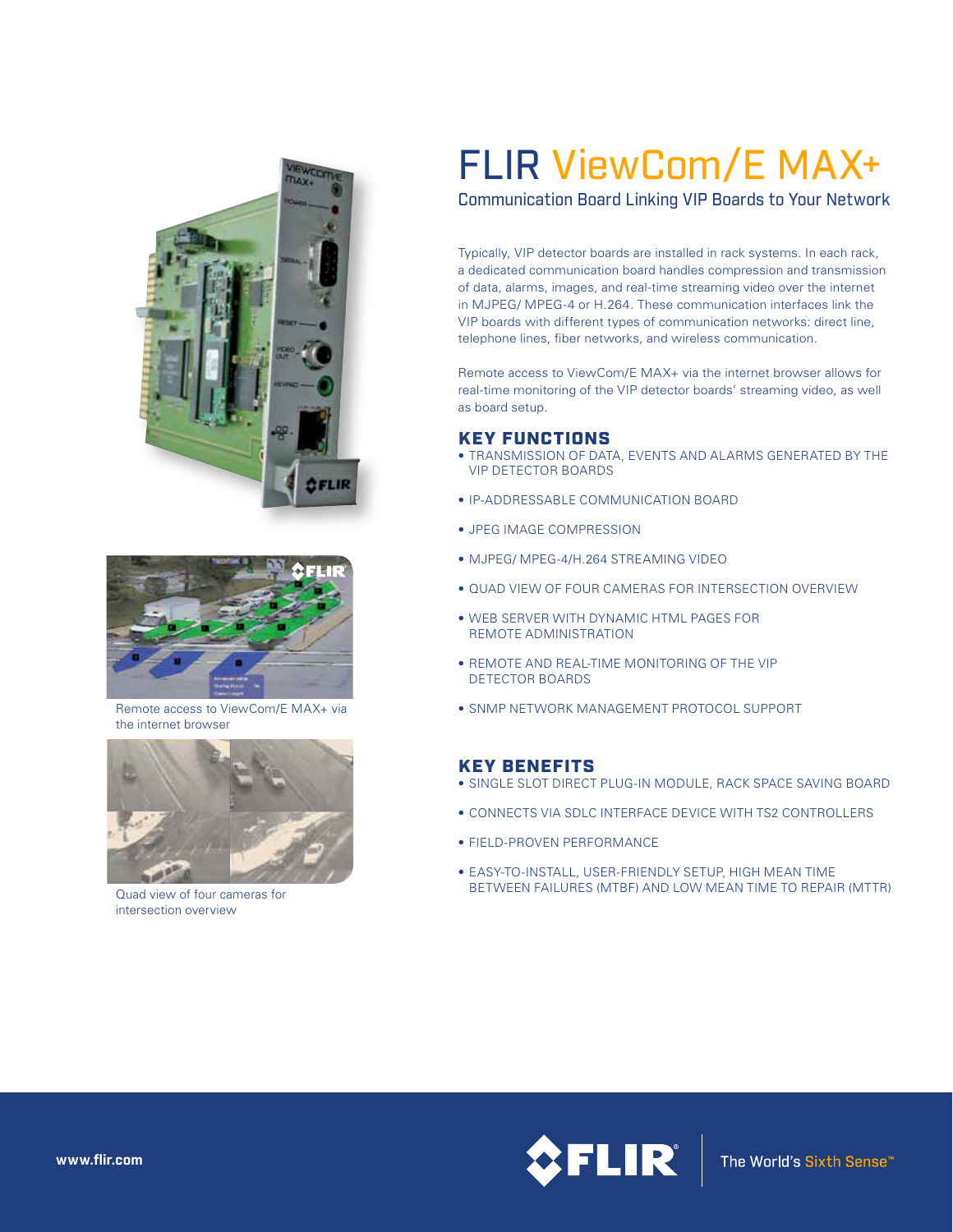# FLIR ViewCom/E MAX+

## Communication Board Linking VIP Boards to Your Network

Typically, VIP detector boards are installed in rack systems. In each rack, a dedicated communication board handles compression and transmission of data, alarms, images, and real-time streaming video over the internet in MJPEG/ MPEG-4 or H.264. These communication interfaces link the VIP boards with different types of communication networks: direct line, telephone lines, fiber networks, and wireless communication.

Remote access to ViewCom/E MAX+ via the internet browser allows for real-time monitoring of the VIP detector boards' streaming video, as well as board setup.

Remote access to ViewCom/E MAX+ via the internet browser

Quad view of four cameras for intersection overview

### KEY FUNCTIONS

- TRANSMISSION OF DATA, EVENTS AND ALARMS GENERATED BY THE VIP DETECTOR BOARDS
- IP-ADDRESSABLE COMMUNICATION BOARD
- JPEG IMAGE COMPRESSION
- MJPEG/ MPEG-4/H.264 STREAMING VIDEO
- QUAD VIEW OF FOUR CAMERAS FOR INTERSECTION OVERVIEW
- WEB SERVER WITH DYNAMIC HTML PAGES FOR REMOTE ADMINISTRATION
- REMOTE AND REAL-TIME MONITORING OF THE VIP DETECTOR BOARDS
- SNMP NETWORK MANAGEMENT PROTOCOL SUPPORT

### KEY BENEFITS

- SINGLE SLOT DIRECT PLUG-IN MODULE, RACK SPACE SAVING BOARD
- CONNECTS VIA SDLC INTERFACE DEVICE WITH TS2 CONTROLLERS
- FIELD-PROVEN PERFORMANCE
- EASY-TO-INSTALL, USER-FRIENDLY SETUP, HIGH MEAN TIME BETWEEN FAILURES (MTBF) AND LOW MEAN TIME TO REPAIR (MTTR)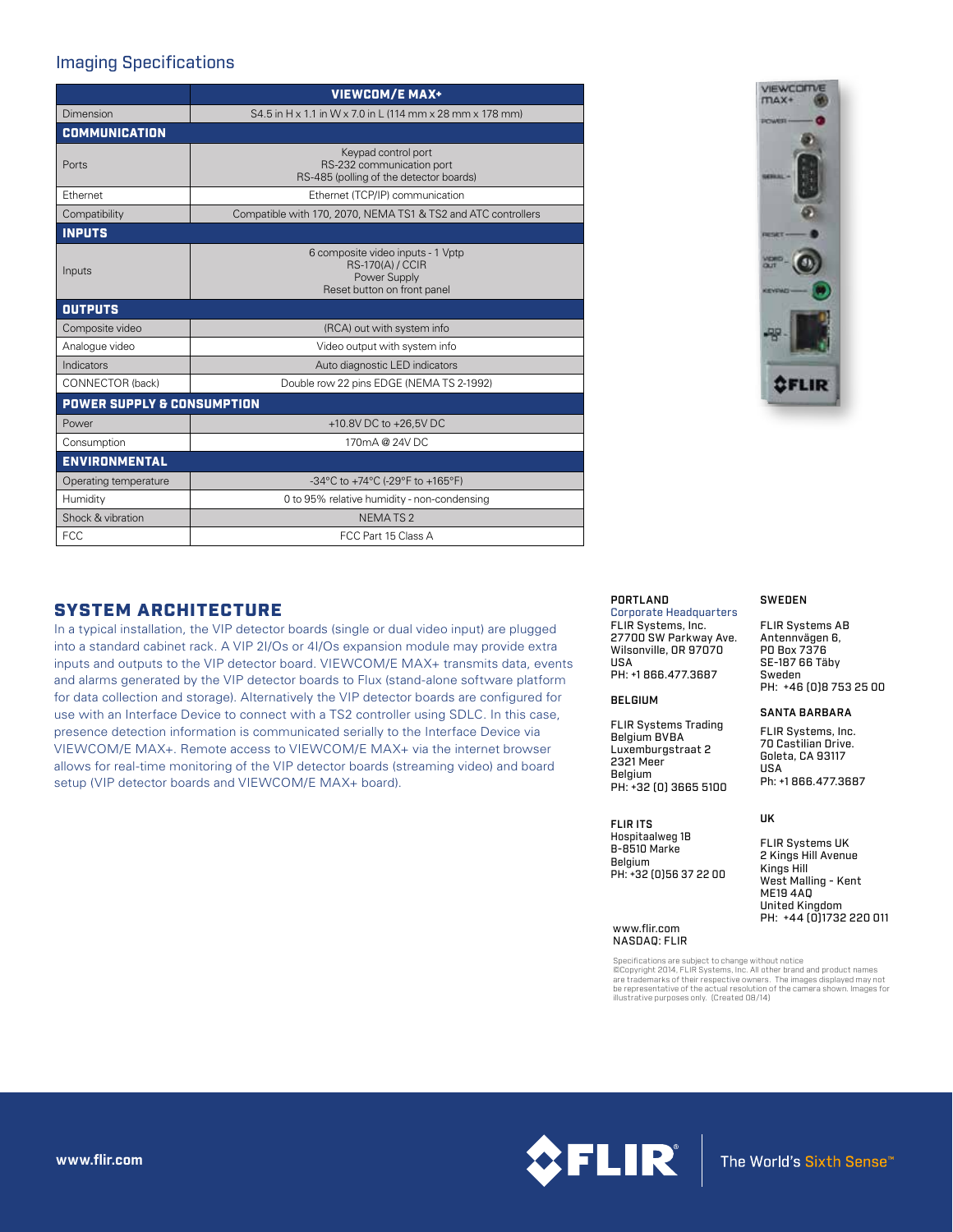## Imaging Specifications

| | VIEWCOM/E MAX+ |
|---|---|
| Dimension | S4.5 in H x 1.1 in W x 7.0 in L (114 mm x 28 mm x 178 mm) |
| **COMMUNICATION** | |
| Ports | Keypad control port<br>RS-232 communication port<br>RS-485 (polling of the detector boards) |
| Ethernet | Ethernet (TCP/IP) communication |
| Compatibility | Compatible with 170, 2070, NEMA TS1 & TS2 and ATC controllers |
| **INPUTS** | |
| Inputs | 6 composite video inputs - 1 Vptp<br>RS-170(A) / CCIR<br>Power Supply<br>Reset button on front panel |
| **OUTPUTS** | |
| Composite video | (RCA) out with system info |
| Analogue video | Video output with system info |
| Indicators | Auto diagnostic LED indicators |
| CONNECTOR (back) | Double row 22 pins EDGE (NEMA TS 2-1992) |
| **POWER SUPPLY & CONSUMPTION** | |
| Power | +10.8V DC to +26,5V DC |
| Consumption | 170mA @ 24V DC |
| **ENVIRONMENTAL** | |
| Operating temperature | -34°C to +74°C (-29°F to +165°F) |
| Humidity | 0 to 95% relative humidity - non-condensing |
| Shock & vibration | NEMA TS 2 |
| FCC | FCC Part 15 Class A |

## SYSTEM ARCHITECTURE

In a typical installation, the VIP detector boards (single or dual video input) are plugged into a standard cabinet rack. A VIP 2I/Os or 4I/Os expansion module may provide extra inputs and outputs to the VIP detector board. VIEWCOM/E MAX+ transmits data, events and alarms generated by the VIP detector boards to Flux (stand-alone software platform for data collection and storage). Alternatively the VIP detector boards are configured for use with an Interface Device to connect with a TS2 controller using SDLC. In this case, presence detection information is communicated serially to the Interface Device via VIEWCOM/E MAX+. Remote access to VIEWCOM/E MAX+ via the internet browser allows for real-time monitoring of the VIP detector boards (streaming video) and board setup (VIP detector boards and VIEWCOM/E MAX+ board).

**PORTLAND**
Corporate Headquarters
FLIR Systems, Inc.
27700 SW Parkway Ave.
Wilsonville, OR 97070
USA
PH: +1 866.477.3687

**BELGIUM**

FLIR Systems Trading Belgium BVBA
Luxemburgstraat 2
2321 Meer
Belgium
PH: +32 (0) 3665 5100

**FLIR ITS**
Hospitaalweg 1B
B-8510 Marke
Belgium
PH: +32 (0)56 37 22 00

**SWEDEN**

FLIR Systems AB
Antennvägen 6,
PO Box 7376
SE-187 66 Täby
Sweden
PH: +46 (0)8 753 25 00

**SANTA BARBARA**

FLIR Systems, Inc.
70 Castilian Drive.
Goleta, CA 93117
USA
Ph: +1 866.477.3687

**UK**

FLIR Systems UK
2 Kings Hill Avenue
Kings Hill
West Malling - Kent
ME19 4AQ
United Kingdom
PH: +44 (0)1732 220 011

www.flir.com
NASDAQ: FLIR

Specifications are subject to change without notice
©Copyright 2014, FLIR Systems, Inc. All other brand and product names are trademarks of their respective owners. The images displayed may not be representative of the actual resolution of the camera shown. Images for illustrative purposes only. (Created 08/14)

www.flir.com

FLIR The World's Sixth Sense™